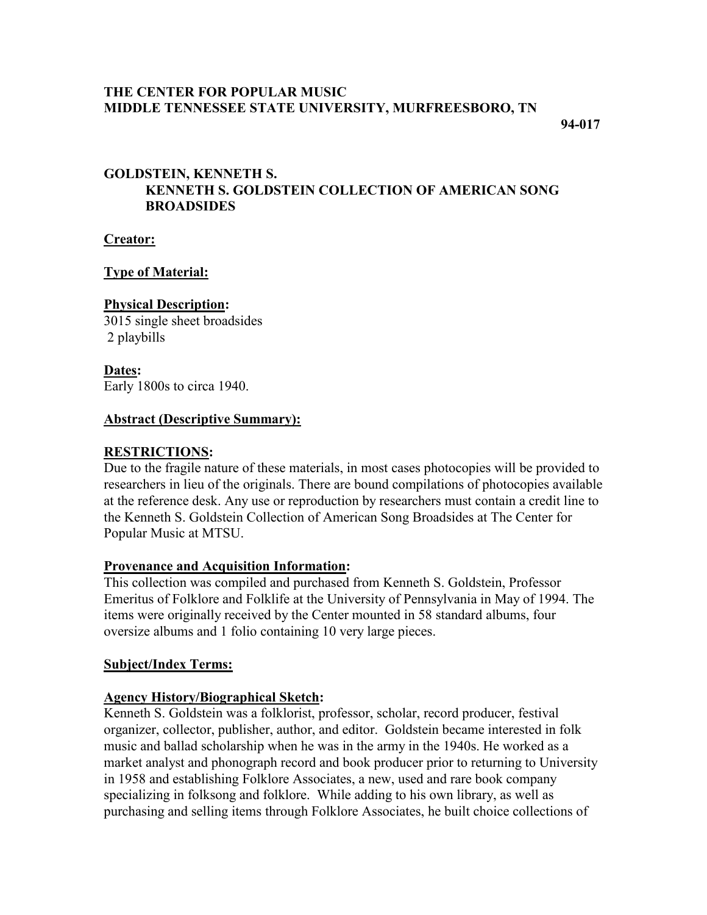**THE CENTER FOR POPULAR MUSIC**
**MIDDLE TENNESSEE STATE UNIVERSITY, MURFREESBORO, TN**

**94-017**

## GOLDSTEIN, KENNETH S.
### KENNETH S. GOLDSTEIN COLLECTION OF AMERICAN SONG BROADSIDES

**Creator:**

**Type of Material:**

**Physical Description:**
3015 single sheet broadsides
2 playbills

**Dates:**
Early 1800s to circa 1940.

**Abstract (Descriptive Summary):**

**RESTRICTIONS:**
Due to the fragile nature of these materials, in most cases photocopies will be provided to researchers in lieu of the originals. There are bound compilations of photocopies available at the reference desk. Any use or reproduction by researchers must contain a credit line to the Kenneth S. Goldstein Collection of American Song Broadsides at The Center for Popular Music at MTSU.

**Provenance and Acquisition Information:**
This collection was compiled and purchased from Kenneth S. Goldstein, Professor Emeritus of Folklore and Folklife at the University of Pennsylvania in May of 1994. The items were originally received by the Center mounted in 58 standard albums, four oversize albums and 1 folio containing 10 very large pieces.

**Subject/Index Terms:**

**Agency History/Biographical Sketch:**
Kenneth S. Goldstein was a folklorist, professor, scholar, record producer, festival organizer, collector, publisher, author, and editor. Goldstein became interested in folk music and ballad scholarship when he was in the army in the 1940s. He worked as a market analyst and phonograph record and book producer prior to returning to University in 1958 and establishing Folklore Associates, a new, used and rare book company specializing in folksong and folklore. While adding to his own library, as well as purchasing and selling items through Folklore Associates, he built choice collections of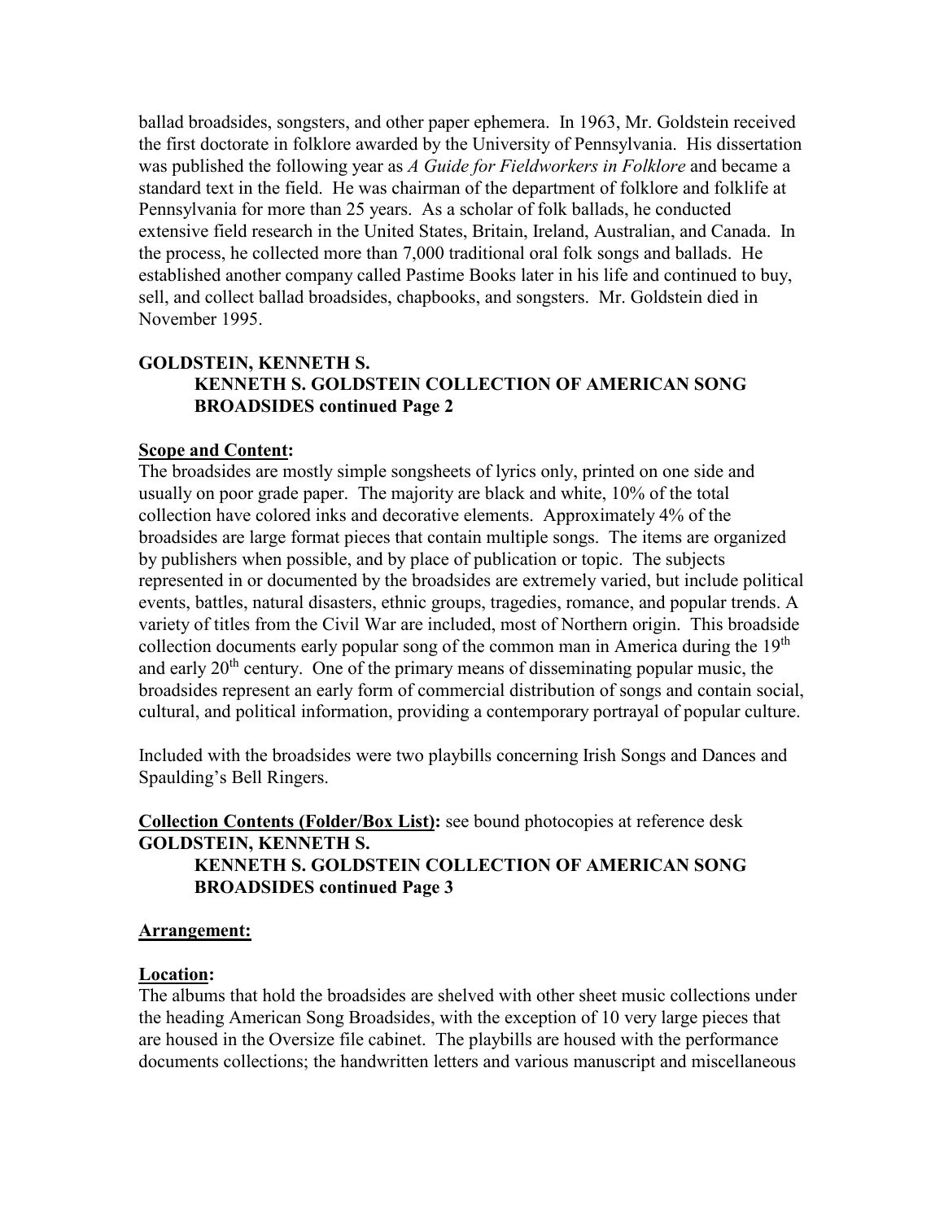ballad broadsides, songsters, and other paper ephemera. In 1963, Mr. Goldstein received the first doctorate in folklore awarded by the University of Pennsylvania. His dissertation was published the following year as *A Guide for Fieldworkers in Folklore* and became a standard text in the field. He was chairman of the department of folklore and folklife at Pennsylvania for more than 25 years. As a scholar of folk ballads, he conducted extensive field research in the United States, Britain, Ireland, Australian, and Canada. In the process, he collected more than 7,000 traditional oral folk songs and ballads. He established another company called Pastime Books later in his life and continued to buy, sell, and collect ballad broadsides, chapbooks, and songsters. Mr. Goldstein died in November 1995.

**GOLDSTEIN, KENNETH S.**
**KENNETH S. GOLDSTEIN COLLECTION OF AMERICAN SONG BROADSIDES continued Page 2**

**Scope and Content:**
The broadsides are mostly simple songsheets of lyrics only, printed on one side and usually on poor grade paper. The majority are black and white, 10% of the total collection have colored inks and decorative elements. Approximately 4% of the broadsides are large format pieces that contain multiple songs. The items are organized by publishers when possible, and by place of publication or topic. The subjects represented in or documented by the broadsides are extremely varied, but include political events, battles, natural disasters, ethnic groups, tragedies, romance, and popular trends. A variety of titles from the Civil War are included, most of Northern origin. This broadside collection documents early popular song of the common man in America during the 19th and early 20th century. One of the primary means of disseminating popular music, the broadsides represent an early form of commercial distribution of songs and contain social, cultural, and political information, providing a contemporary portrayal of popular culture.

Included with the broadsides were two playbills concerning Irish Songs and Dances and Spaulding's Bell Ringers.

**Collection Contents (Folder/Box List):** see bound photocopies at reference desk

**GOLDSTEIN, KENNETH S.**
**KENNETH S. GOLDSTEIN COLLECTION OF AMERICAN SONG BROADSIDES continued Page 3**

**Arrangement:**

**Location:**
The albums that hold the broadsides are shelved with other sheet music collections under the heading American Song Broadsides, with the exception of 10 very large pieces that are housed in the Oversize file cabinet. The playbills are housed with the performance documents collections; the handwritten letters and various manuscript and miscellaneous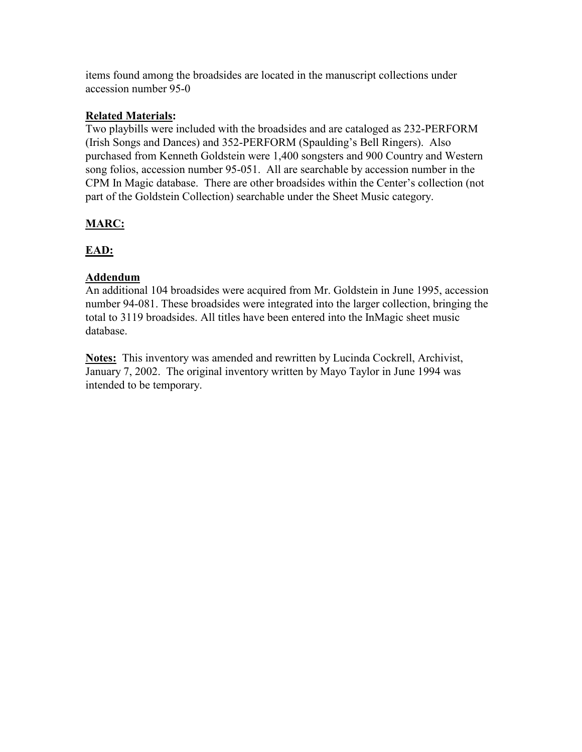items found among the broadsides are located in the manuscript collections under accession number 95-0

**Related Materials:**
Two playbills were included with the broadsides and are cataloged as 232-PERFORM (Irish Songs and Dances) and 352-PERFORM (Spaulding's Bell Ringers). Also purchased from Kenneth Goldstein were 1,400 songsters and 900 Country and Western song folios, accession number 95-051. All are searchable by accession number in the CPM In Magic database. There are other broadsides within the Center's collection (not part of the Goldstein Collection) searchable under the Sheet Music category.

**MARC:**

**EAD:**

**Addendum**
An additional 104 broadsides were acquired from Mr. Goldstein in June 1995, accession number 94-081. These broadsides were integrated into the larger collection, bringing the total to 3119 broadsides. All titles have been entered into the InMagic sheet music database.

**Notes:** This inventory was amended and rewritten by Lucinda Cockrell, Archivist, January 7, 2002. The original inventory written by Mayo Taylor in June 1994 was intended to be temporary.